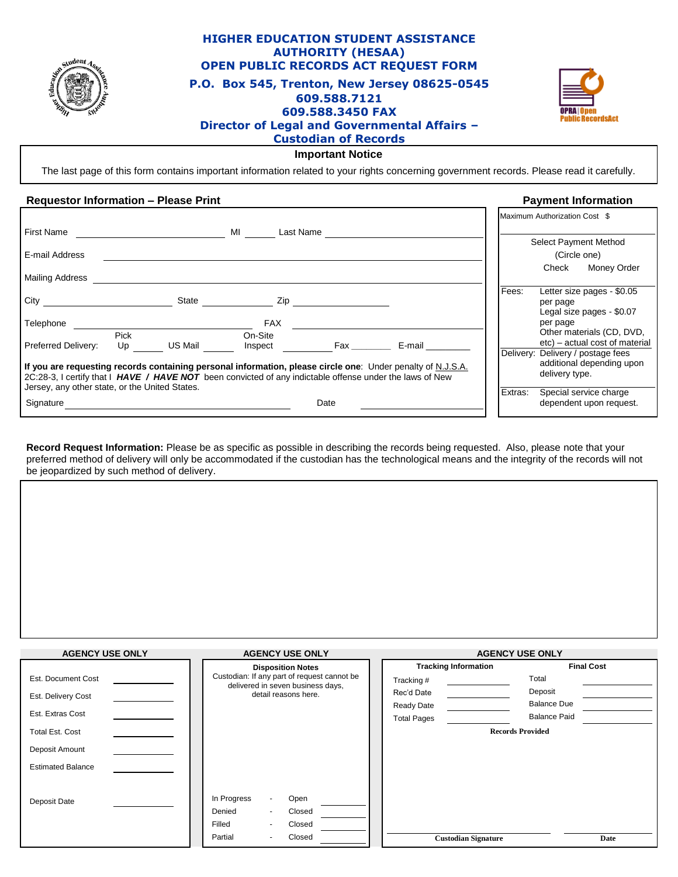# HIGHER EDUCATION STUDENT ASSISTANCE AUTHORITY (HESAA)
## OPEN PUBLIC RECORDS ACT REQUEST FORM

**P.O. Box 545, Trenton, New Jersey 08625-0545**
**609.588.7121**
**609.588.3450 FAX**
**Director of Legal and Governmental Affairs – Custodian of Records**

OPRA | Open Public Records Act

**Important Notice**

The last page of this form contains important information related to your rights concerning government records. Please read it carefully.

### Requestor Information – Please Print

First Name ____________ MI ______ Last Name ____________

E-mail Address ____________

Mailing Address ____________

City ____________ State ____________ Zip ____________

Telephone ____________ FAX ____________

Preferred Delivery: Pick Up ______ US Mail ______ On-Site Inspect ______ Fax ______ E-mail ______

**If you are requesting records containing personal information, please circle one**: Under penalty of N.J.S.A. 2C:28-3, I certify that I ***HAVE / HAVE NOT*** been convicted of any indictable offense under the laws of New Jersey, any other state, or the United States.

Signature ____________ Date ____________

### Payment Information

Maximum Authorization Cost $

Select Payment Method (Circle one)

Check    Money Order

| | |
|---|---|
| Fees: | Letter size pages - $0.05 per page<br>Legal size pages - $0.07 per page<br>Other materials (CD, DVD, etc) – actual cost of material |
| Delivery: | Delivery / postage fees additional depending upon delivery type. |
| Extras: | Special service charge dependent upon request. |

**Record Request Information:** Please be as specific as possible in describing the records being requested. Also, please note that your preferred method of delivery will only be accommodated if the custodian has the technological means and the integrity of the records will not be jeopardized by such method of delivery.

---

**AGENCY USE ONLY**

Est. Document Cost ____________
Est. Delivery Cost ____________
Est. Extras Cost ____________
Total Est. Cost ____________
Deposit Amount ____________
Estimated Balance ____________
Deposit Date ____________

**AGENCY USE ONLY**

**Disposition Notes**
Custodian: If any part of request cannot be delivered in seven business days, detail reasons here.

| | | | |
|---|---|---|---|
| In Progress | - | Open | ______ |
| Denied | - | Closed | ______ |
| Filled | - | Closed | ______ |
| Partial | - | Closed | ______ |

**AGENCY USE ONLY**

**Tracking Information**

Tracking # ____________
Rec'd Date ____________
Ready Date ____________
Total Pages ____________

**Final Cost**

Total ____________
Deposit ____________
Balance Due ____________
Balance Paid ____________

**Records Provided**

**Custodian Signature** ____________ **Date** ____________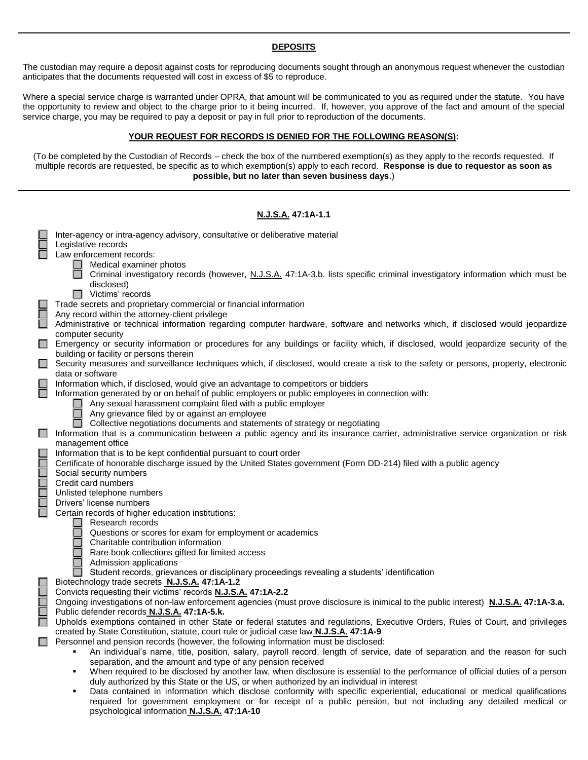## DEPOSITS

The custodian may require a deposit against costs for reproducing documents sought through an anonymous request whenever the custodian anticipates that the documents requested will cost in excess of $5 to reproduce.

Where a special service charge is warranted under OPRA, that amount will be communicated to you as required under the statute. You have the opportunity to review and object to the charge prior to it being incurred. If, however, you approve of the fact and amount of the special service charge, you may be required to pay a deposit or pay in full prior to reproduction of the documents.

## YOUR REQUEST FOR RECORDS IS DENIED FOR THE FOLLOWING REASON(S):

(To be completed by the Custodian of Records – check the box of the numbered exemption(s) as they apply to the records requested. If multiple records are requested, be specific as to which exemption(s) apply to each record. **Response is due to requestor as soon as possible, but no later than seven business days**.)

### N.J.S.A. 47:1A-1.1

- ☐ Inter-agency or intra-agency advisory, consultative or deliberative material
- ☐ Legislative records
- ☐ Law enforcement records:
  - ☐ Medical examiner photos
  - ☐ Criminal investigatory records (however, N.J.S.A. 47:1A-3.b. lists specific criminal investigatory information which must be disclosed)
  - ☐ Victims' records
- ☐ Trade secrets and proprietary commercial or financial information
- ☐ Any record within the attorney-client privilege
- ☐ Administrative or technical information regarding computer hardware, software and networks which, if disclosed would jeopardize computer security
- ☐ Emergency or security information or procedures for any buildings or facility which, if disclosed, would jeopardize security of the building or facility or persons therein
- ☐ Security measures and surveillance techniques which, if disclosed, would create a risk to the safety or persons, property, electronic data or software
- ☐ Information which, if disclosed, would give an advantage to competitors or bidders
- ☐ Information generated by or on behalf of public employers or public employees in connection with:
  - ☐ Any sexual harassment complaint filed with a public employer
  - ☐ Any grievance filed by or against an employee
  - ☐ Collective negotiations documents and statements of strategy or negotiating
- ☐ Information that is a communication between a public agency and its insurance carrier, administrative service organization or risk management office
- ☐ Information that is to be kept confidential pursuant to court order
- ☐ Certificate of honorable discharge issued by the United States government (Form DD-214) filed with a public agency
- ☐ Social security numbers
- ☐ Credit card numbers
- ☐ Unlisted telephone numbers
- ☐ Drivers' license numbers
- ☐ Certain records of higher education institutions:
  - ☐ Research records
  - ☐ Questions or scores for exam for employment or academics
  - ☐ Charitable contribution information
  - ☐ Rare book collections gifted for limited access
  - ☐ Admission applications
  - ☐ Student records, grievances or disciplinary proceedings revealing a students' identification
- ☐ Biotechnology trade secrets **N.J.S.A. 47:1A-1.2**
- ☐ Convicts requesting their victims' records **N.J.S.A. 47:1A-2.2**
- ☐ Ongoing investigations of non-law enforcement agencies (must prove disclosure is inimical to the public interest) **N.J.S.A. 47:1A-3.a.**
- ☐ Public defender records **N.J.S.A. 47:1A-5.k.**
- ☐ Upholds exemptions contained in other State or federal statutes and regulations, Executive Orders, Rules of Court, and privileges created by State Constitution, statute, court rule or judicial case law **N.J.S.A. 47:1A-9**
- ☐ Personnel and pension records (however, the following information must be disclosed:
  - An individual's name, title, position, salary, payroll record, length of service, date of separation and the reason for such separation, and the amount and type of any pension received
  - When required to be disclosed by another law, when disclosure is essential to the performance of official duties of a person duly authorized by this State or the US, or when authorized by an individual in interest
  - Data contained in information which disclose conformity with specific experiential, educational or medical qualifications required for government employment or for receipt of a public pension, but not including any detailed medical or psychological information **N.J.S.A. 47:1A-10**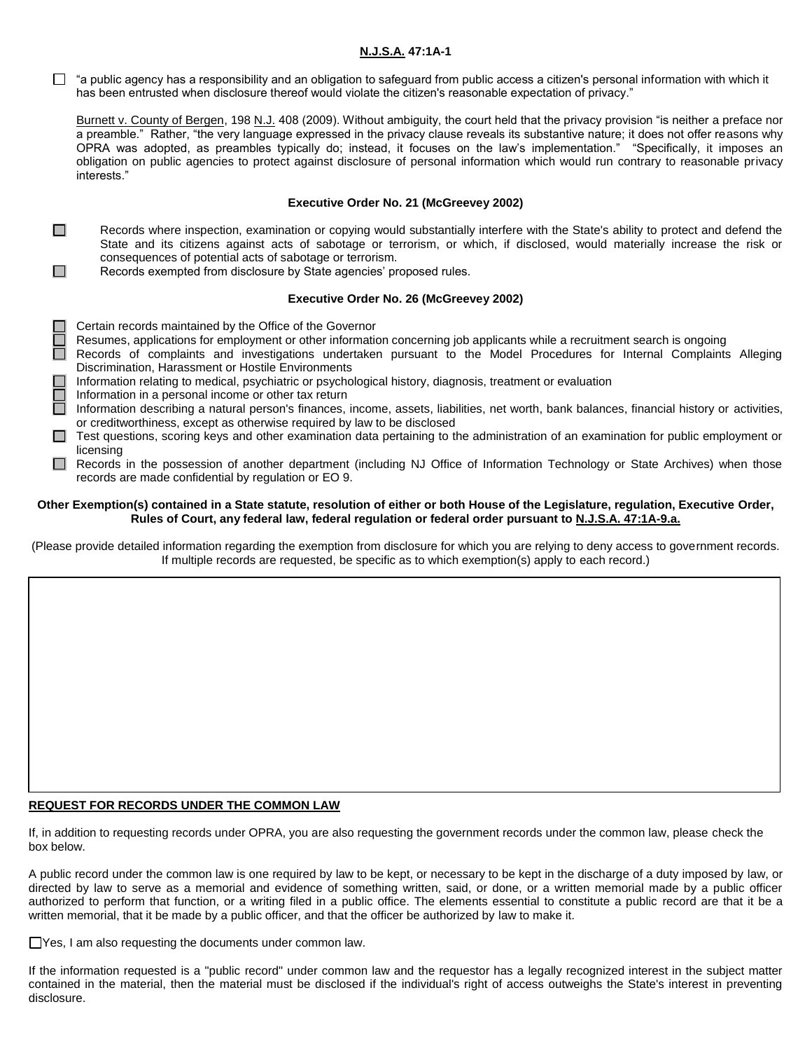**N.J.S.A. 47:1A-1**

☐ "a public agency has a responsibility and an obligation to safeguard from public access a citizen's personal information with which it has been entrusted when disclosure thereof would violate the citizen's reasonable expectation of privacy."

Burnett v. County of Bergen, 198 N.J. 408 (2009). Without ambiguity, the court held that the privacy provision "is neither a preface nor a preamble." Rather, "the very language expressed in the privacy clause reveals its substantive nature; it does not offer reasons why OPRA was adopted, as preambles typically do; instead, it focuses on the law's implementation." "Specifically, it imposes an obligation on public agencies to protect against disclosure of personal information which would run contrary to reasonable privacy interests."

**Executive Order No. 21 (McGreevey 2002)**

☐ Records where inspection, examination or copying would substantially interfere with the State's ability to protect and defend the State and its citizens against acts of sabotage or terrorism, or which, if disclosed, would materially increase the risk or consequences of potential acts of sabotage or terrorism.

☐ Records exempted from disclosure by State agencies' proposed rules.

**Executive Order No. 26 (McGreevey 2002)**

☐ Certain records maintained by the Office of the Governor

☐ Resumes, applications for employment or other information concerning job applicants while a recruitment search is ongoing

☐ Records of complaints and investigations undertaken pursuant to the Model Procedures for Internal Complaints Alleging Discrimination, Harassment or Hostile Environments

☐ Information relating to medical, psychiatric or psychological history, diagnosis, treatment or evaluation

☐ Information in a personal income or other tax return

☐ Information describing a natural person's finances, income, assets, liabilities, net worth, bank balances, financial history or activities, or creditworthiness, except as otherwise required by law to be disclosed

☐ Test questions, scoring keys and other examination data pertaining to the administration of an examination for public employment or licensing

☐ Records in the possession of another department (including NJ Office of Information Technology or State Archives) when those records are made confidential by regulation or EO 9.

**Other Exemption(s) contained in a State statute, resolution of either or both House of the Legislature, regulation, Executive Order, Rules of Court, any federal law, federal regulation or federal order pursuant to N.J.S.A. 47:1A-9.a.**

(Please provide detailed information regarding the exemption from disclosure for which you are relying to deny access to government records. If multiple records are requested, be specific as to which exemption(s) apply to each record.)

**REQUEST FOR RECORDS UNDER THE COMMON LAW**

If, in addition to requesting records under OPRA, you are also requesting the government records under the common law, please check the box below.

A public record under the common law is one required by law to be kept, or necessary to be kept in the discharge of a duty imposed by law, or directed by law to serve as a memorial and evidence of something written, said, or done, or a written memorial made by a public officer authorized to perform that function, or a writing filed in a public office. The elements essential to constitute a public record are that it be a written memorial, that it be made by a public officer, and that the officer be authorized by law to make it.

☐ Yes, I am also requesting the documents under common law.

If the information requested is a "public record" under common law and the requestor has a legally recognized interest in the subject matter contained in the material, then the material must be disclosed if the individual's right of access outweighs the State's interest in preventing disclosure.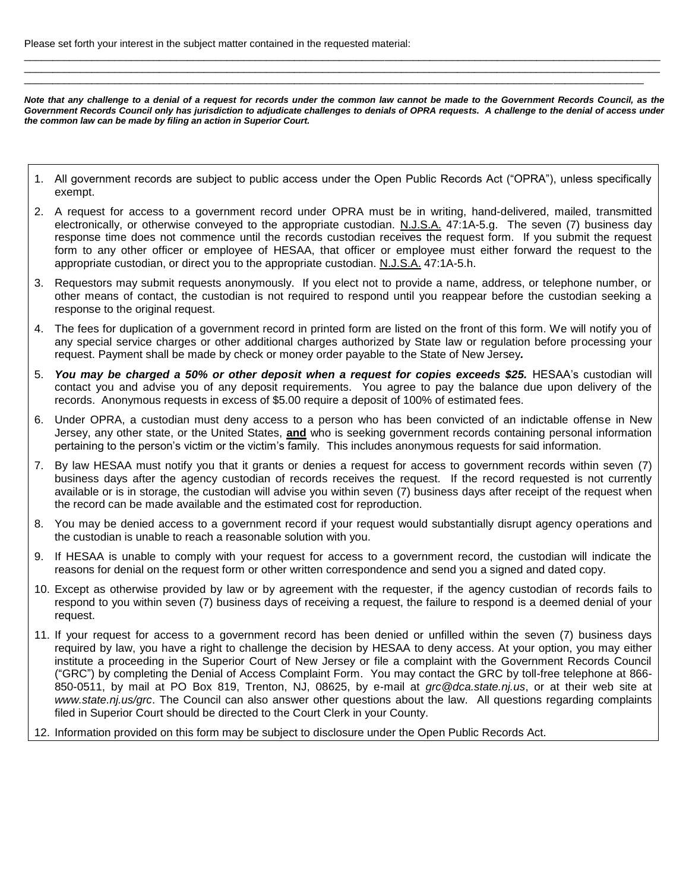Please set forth your interest in the subject matter contained in the requested material:

\_\_\_\_\_\_\_\_\_\_\_\_\_\_\_\_\_\_\_\_\_\_\_\_\_\_\_\_\_\_\_\_\_\_\_\_\_\_\_\_\_\_\_\_\_\_\_\_\_\_\_\_\_\_\_\_\_\_\_\_\_\_\_\_\_\_\_\_\_\_\_\_\_\_\_\_\_\_\_\_\_\_\_\_\_\_\_\_\_\_\_\_\_\_\_\_\_\_\_\_

\_\_\_\_\_\_\_\_\_\_\_\_\_\_\_\_\_\_\_\_\_\_\_\_\_\_\_\_\_\_\_\_\_\_\_\_\_\_\_\_\_\_\_\_\_\_\_\_\_\_\_\_\_\_\_\_\_\_\_\_\_\_\_\_\_\_\_\_\_\_\_\_\_\_\_\_\_\_\_\_\_\_\_\_\_\_\_\_\_\_\_\_\_\_\_\_\_\_\_\_

\_\_\_\_\_\_\_\_\_\_\_\_\_\_\_\_\_\_\_\_\_\_\_\_\_\_\_\_\_\_\_\_\_\_\_\_\_\_\_\_\_\_\_\_\_\_\_\_\_\_\_\_\_\_\_\_\_\_\_\_\_\_\_\_\_\_\_\_\_\_\_\_\_\_\_\_\_\_\_\_\_\_\_\_\_\_\_\_\_\_\_\_\_\_\_\_\_\_

***Note that any challenge to a denial of a request for records under the common law cannot be made to the Government Records Council, as the Government Records Council only has jurisdiction to adjudicate challenges to denials of OPRA requests. A challenge to the denial of access under the common law can be made by filing an action in Superior Court.***

1. All government records are subject to public access under the Open Public Records Act ("OPRA"), unless specifically exempt.
2. A request for access to a government record under OPRA must be in writing, hand-delivered, mailed, transmitted electronically, or otherwise conveyed to the appropriate custodian. N.J.S.A. 47:1A-5.g. The seven (7) business day response time does not commence until the records custodian receives the request form. If you submit the request form to any other officer or employee of HESAA, that officer or employee must either forward the request to the appropriate custodian, or direct you to the appropriate custodian. N.J.S.A. 47:1A-5.h.
3. Requestors may submit requests anonymously. If you elect not to provide a name, address, or telephone number, or other means of contact, the custodian is not required to respond until you reappear before the custodian seeking a response to the original request.
4. The fees for duplication of a government record in printed form are listed on the front of this form. We will notify you of any special service charges or other additional charges authorized by State law or regulation before processing your request. Payment shall be made by check or money order payable to the State of New Jersey***.***
5. ***You may be charged a 50% or other deposit when a request for copies exceeds $25.*** HESAA's custodian will contact you and advise you of any deposit requirements. You agree to pay the balance due upon delivery of the records. Anonymous requests in excess of $5.00 require a deposit of 100% of estimated fees.
6. Under OPRA, a custodian must deny access to a person who has been convicted of an indictable offense in New Jersey, any other state, or the United States, **and** who is seeking government records containing personal information pertaining to the person's victim or the victim's family. This includes anonymous requests for said information.
7. By law HESAA must notify you that it grants or denies a request for access to government records within seven (7) business days after the agency custodian of records receives the request. If the record requested is not currently available or is in storage, the custodian will advise you within seven (7) business days after receipt of the request when the record can be made available and the estimated cost for reproduction.
8. You may be denied access to a government record if your request would substantially disrupt agency operations and the custodian is unable to reach a reasonable solution with you.
9. If HESAA is unable to comply with your request for access to a government record, the custodian will indicate the reasons for denial on the request form or other written correspondence and send you a signed and dated copy.
10. Except as otherwise provided by law or by agreement with the requester, if the agency custodian of records fails to respond to you within seven (7) business days of receiving a request, the failure to respond is a deemed denial of your request.
11. If your request for access to a government record has been denied or unfilled within the seven (7) business days required by law, you have a right to challenge the decision by HESAA to deny access. At your option, you may either institute a proceeding in the Superior Court of New Jersey or file a complaint with the Government Records Council ("GRC") by completing the Denial of Access Complaint Form. You may contact the GRC by toll-free telephone at 866-850-0511, by mail at PO Box 819, Trenton, NJ, 08625, by e-mail at *grc@dca.state.nj.us*, or at their web site at *www.state.nj.us/grc*. The Council can also answer other questions about the law. All questions regarding complaints filed in Superior Court should be directed to the Court Clerk in your County.
12. Information provided on this form may be subject to disclosure under the Open Public Records Act.